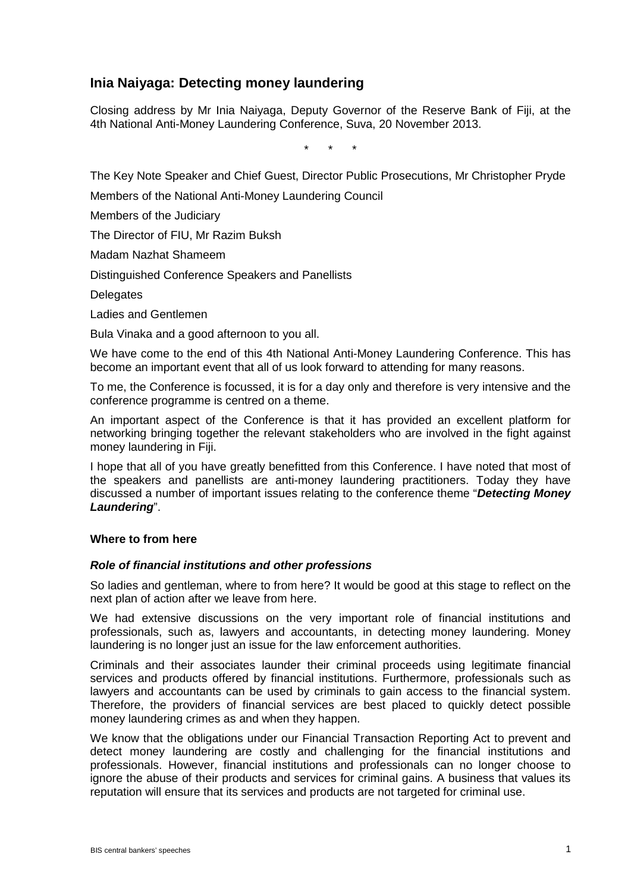# Inia Naiyaga: Detecting money laundering

Closing address by Mr Inia Naiyaga, Deputy Governor of the Reserve Bank of Fiji, at the 4th National Anti-Money Laundering Conference, Suva, 20 November 2013.

\* \* \*

The Key Note Speaker and Chief Guest, Director Public Prosecutions, Mr Christopher Pryde

Members of the National Anti-Money Laundering Council

Members of the Judiciary

The Director of FIU, Mr Razim Buksh

Madam Nazhat Shameem

Distinguished Conference Speakers and Panellists

Delegates

Ladies and Gentlemen

Bula Vinaka and a good afternoon to you all.

We have come to the end of this 4th National Anti-Money Laundering Conference. This has become an important event that all of us look forward to attending for many reasons.

To me, the Conference is focussed, it is for a day only and therefore is very intensive and the conference programme is centred on a theme.

An important aspect of the Conference is that it has provided an excellent platform for networking bringing together the relevant stakeholders who are involved in the fight against money laundering in Fiji.

I hope that all of you have greatly benefitted from this Conference. I have noted that most of the speakers and panellists are anti-money laundering practitioners. Today they have discussed a number of important issues relating to the conference theme "***Detecting Money Laundering***".

## Where to from here

### *Role of financial institutions and other professions*

So ladies and gentleman, where to from here? It would be good at this stage to reflect on the next plan of action after we leave from here.

We had extensive discussions on the very important role of financial institutions and professionals, such as, lawyers and accountants, in detecting money laundering. Money laundering is no longer just an issue for the law enforcement authorities.

Criminals and their associates launder their criminal proceeds using legitimate financial services and products offered by financial institutions. Furthermore, professionals such as lawyers and accountants can be used by criminals to gain access to the financial system. Therefore, the providers of financial services are best placed to quickly detect possible money laundering crimes as and when they happen.

We know that the obligations under our Financial Transaction Reporting Act to prevent and detect money laundering are costly and challenging for the financial institutions and professionals. However, financial institutions and professionals can no longer choose to ignore the abuse of their products and services for criminal gains. A business that values its reputation will ensure that its services and products are not targeted for criminal use.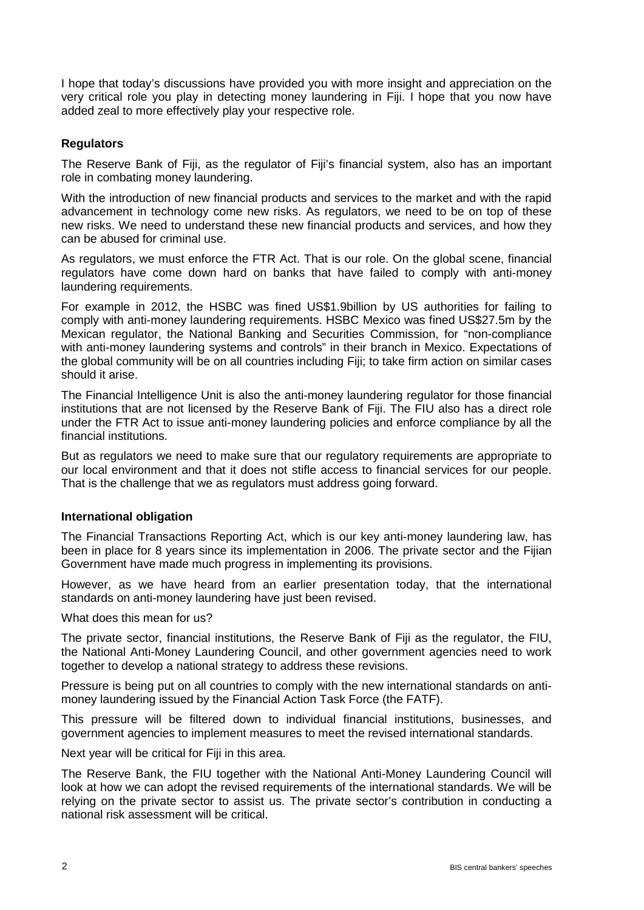I hope that today's discussions have provided you with more insight and appreciation on the very critical role you play in detecting money laundering in Fiji. I hope that you now have added zeal to more effectively play your respective role.

### Regulators

The Reserve Bank of Fiji, as the regulator of Fiji's financial system, also has an important role in combating money laundering.

With the introduction of new financial products and services to the market and with the rapid advancement in technology come new risks. As regulators, we need to be on top of these new risks. We need to understand these new financial products and services, and how they can be abused for criminal use.

As regulators, we must enforce the FTR Act. That is our role. On the global scene, financial regulators have come down hard on banks that have failed to comply with anti-money laundering requirements.

For example in 2012, the HSBC was fined US$1.9billion by US authorities for failing to comply with anti-money laundering requirements. HSBC Mexico was fined US$27.5m by the Mexican regulator, the National Banking and Securities Commission, for "non-compliance with anti-money laundering systems and controls" in their branch in Mexico. Expectations of the global community will be on all countries including Fiji; to take firm action on similar cases should it arise.

The Financial Intelligence Unit is also the anti-money laundering regulator for those financial institutions that are not licensed by the Reserve Bank of Fiji. The FIU also has a direct role under the FTR Act to issue anti-money laundering policies and enforce compliance by all the financial institutions.

But as regulators we need to make sure that our regulatory requirements are appropriate to our local environment and that it does not stifle access to financial services for our people. That is the challenge that we as regulators must address going forward.

### International obligation

The Financial Transactions Reporting Act, which is our key anti-money laundering law, has been in place for 8 years since its implementation in 2006. The private sector and the Fijian Government have made much progress in implementing its provisions.

However, as we have heard from an earlier presentation today, that the international standards on anti-money laundering have just been revised.

What does this mean for us?

The private sector, financial institutions, the Reserve Bank of Fiji as the regulator, the FIU, the National Anti-Money Laundering Council, and other government agencies need to work together to develop a national strategy to address these revisions.

Pressure is being put on all countries to comply with the new international standards on anti-money laundering issued by the Financial Action Task Force (the FATF).

This pressure will be filtered down to individual financial institutions, businesses, and government agencies to implement measures to meet the revised international standards.

Next year will be critical for Fiji in this area.

The Reserve Bank, the FIU together with the National Anti-Money Laundering Council will look at how we can adopt the revised requirements of the international standards. We will be relying on the private sector to assist us. The private sector's contribution in conducting a national risk assessment will be critical.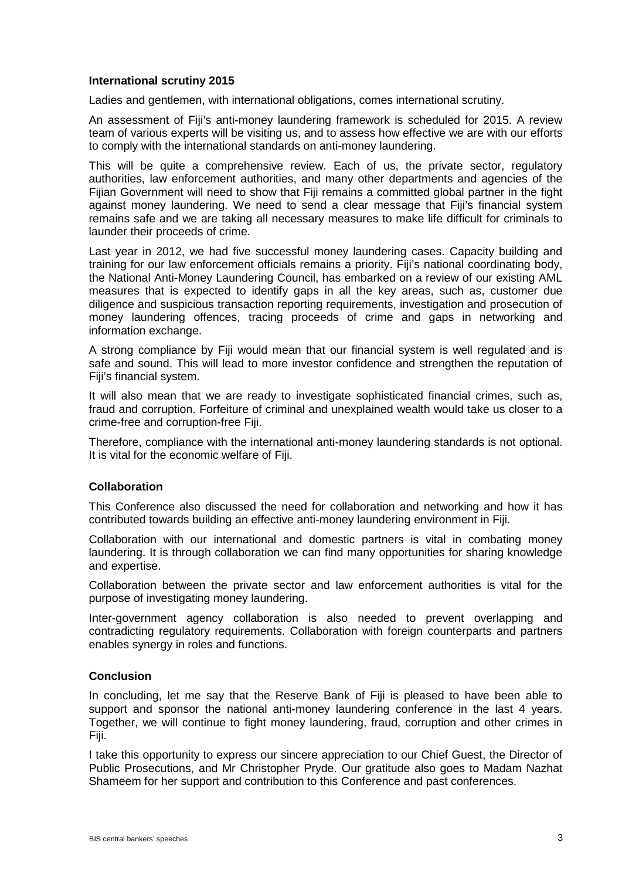### International scrutiny 2015

Ladies and gentlemen, with international obligations, comes international scrutiny.

An assessment of Fiji's anti-money laundering framework is scheduled for 2015. A review team of various experts will be visiting us, and to assess how effective we are with our efforts to comply with the international standards on anti-money laundering.

This will be quite a comprehensive review. Each of us, the private sector, regulatory authorities, law enforcement authorities, and many other departments and agencies of the Fijian Government will need to show that Fiji remains a committed global partner in the fight against money laundering. We need to send a clear message that Fiji's financial system remains safe and we are taking all necessary measures to make life difficult for criminals to launder their proceeds of crime.

Last year in 2012, we had five successful money laundering cases. Capacity building and training for our law enforcement officials remains a priority. Fiji's national coordinating body, the National Anti-Money Laundering Council, has embarked on a review of our existing AML measures that is expected to identify gaps in all the key areas, such as, customer due diligence and suspicious transaction reporting requirements, investigation and prosecution of money laundering offences, tracing proceeds of crime and gaps in networking and information exchange.

A strong compliance by Fiji would mean that our financial system is well regulated and is safe and sound. This will lead to more investor confidence and strengthen the reputation of Fiji's financial system.

It will also mean that we are ready to investigate sophisticated financial crimes, such as, fraud and corruption. Forfeiture of criminal and unexplained wealth would take us closer to a crime-free and corruption-free Fiji.

Therefore, compliance with the international anti-money laundering standards is not optional. It is vital for the economic welfare of Fiji.

### Collaboration

This Conference also discussed the need for collaboration and networking and how it has contributed towards building an effective anti-money laundering environment in Fiji.

Collaboration with our international and domestic partners is vital in combating money laundering. It is through collaboration we can find many opportunities for sharing knowledge and expertise.

Collaboration between the private sector and law enforcement authorities is vital for the purpose of investigating money laundering.

Inter-government agency collaboration is also needed to prevent overlapping and contradicting regulatory requirements. Collaboration with foreign counterparts and partners enables synergy in roles and functions.

### Conclusion

In concluding, let me say that the Reserve Bank of Fiji is pleased to have been able to support and sponsor the national anti-money laundering conference in the last 4 years. Together, we will continue to fight money laundering, fraud, corruption and other crimes in Fiji.

I take this opportunity to express our sincere appreciation to our Chief Guest, the Director of Public Prosecutions, and Mr Christopher Pryde. Our gratitude also goes to Madam Nazhat Shameem for her support and contribution to this Conference and past conferences.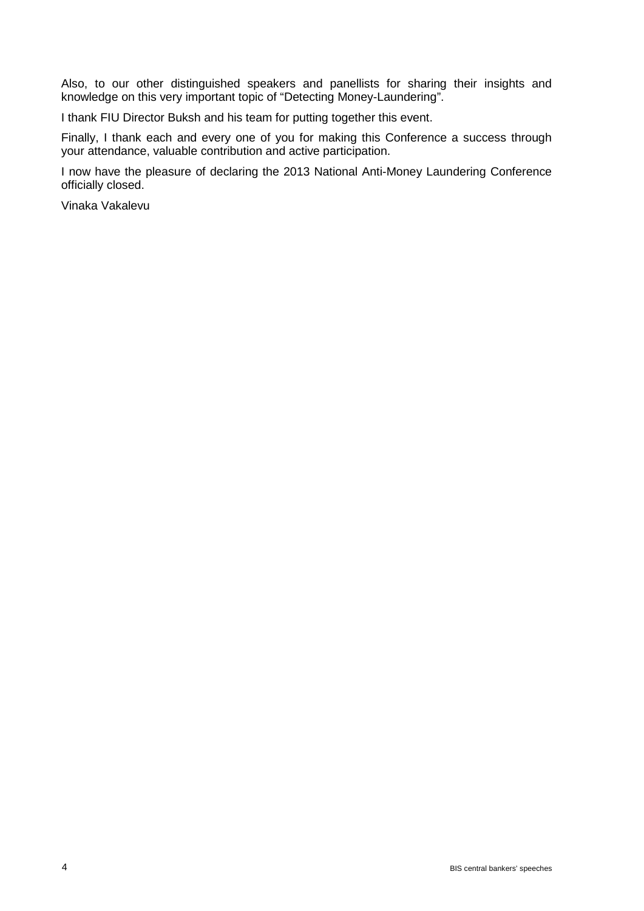Also, to our other distinguished speakers and panellists for sharing their insights and knowledge on this very important topic of "Detecting Money-Laundering".

I thank FIU Director Buksh and his team for putting together this event.

Finally, I thank each and every one of you for making this Conference a success through your attendance, valuable contribution and active participation.

I now have the pleasure of declaring the 2013 National Anti-Money Laundering Conference officially closed.

Vinaka Vakalevu